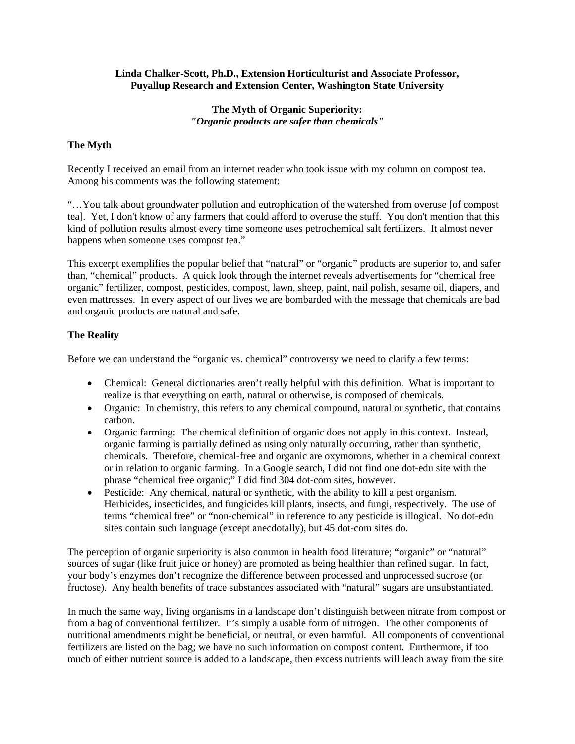**Linda Chalker-Scott, Ph.D., Extension Horticulturist and Associate Professor, Puyallup Research and Extension Center, Washington State University**

# The Myth of Organic Superiority:
## *"Organic products are safer than chemicals"*

### The Myth

Recently I received an email from an internet reader who took issue with my column on compost tea. Among his comments was the following statement:

"…You talk about groundwater pollution and eutrophication of the watershed from overuse [of compost tea]. Yet, I don't know of any farmers that could afford to overuse the stuff. You don't mention that this kind of pollution results almost every time someone uses petrochemical salt fertilizers. It almost never happens when someone uses compost tea."

This excerpt exemplifies the popular belief that "natural" or "organic" products are superior to, and safer than, "chemical" products. A quick look through the internet reveals advertisements for "chemical free organic" fertilizer, compost, pesticides, compost, lawn, sheep, paint, nail polish, sesame oil, diapers, and even mattresses. In every aspect of our lives we are bombarded with the message that chemicals are bad and organic products are natural and safe.

### The Reality

Before we can understand the "organic vs. chemical" controversy we need to clarify a few terms:

- Chemical: General dictionaries aren't really helpful with this definition. What is important to realize is that everything on earth, natural or otherwise, is composed of chemicals.
- Organic: In chemistry, this refers to any chemical compound, natural or synthetic, that contains carbon.
- Organic farming: The chemical definition of organic does not apply in this context. Instead, organic farming is partially defined as using only naturally occurring, rather than synthetic, chemicals. Therefore, chemical-free and organic are oxymorons, whether in a chemical context or in relation to organic farming. In a Google search, I did not find one dot-edu site with the phrase "chemical free organic;" I did find 304 dot-com sites, however.
- Pesticide: Any chemical, natural or synthetic, with the ability to kill a pest organism. Herbicides, insecticides, and fungicides kill plants, insects, and fungi, respectively. The use of terms "chemical free" or "non-chemical" in reference to any pesticide is illogical. No dot-edu sites contain such language (except anecdotally), but 45 dot-com sites do.

The perception of organic superiority is also common in health food literature; "organic" or "natural" sources of sugar (like fruit juice or honey) are promoted as being healthier than refined sugar. In fact, your body's enzymes don't recognize the difference between processed and unprocessed sucrose (or fructose). Any health benefits of trace substances associated with "natural" sugars are unsubstantiated.

In much the same way, living organisms in a landscape don't distinguish between nitrate from compost or from a bag of conventional fertilizer. It's simply a usable form of nitrogen. The other components of nutritional amendments might be beneficial, or neutral, or even harmful. All components of conventional fertilizers are listed on the bag; we have no such information on compost content. Furthermore, if too much of either nutrient source is added to a landscape, then excess nutrients will leach away from the site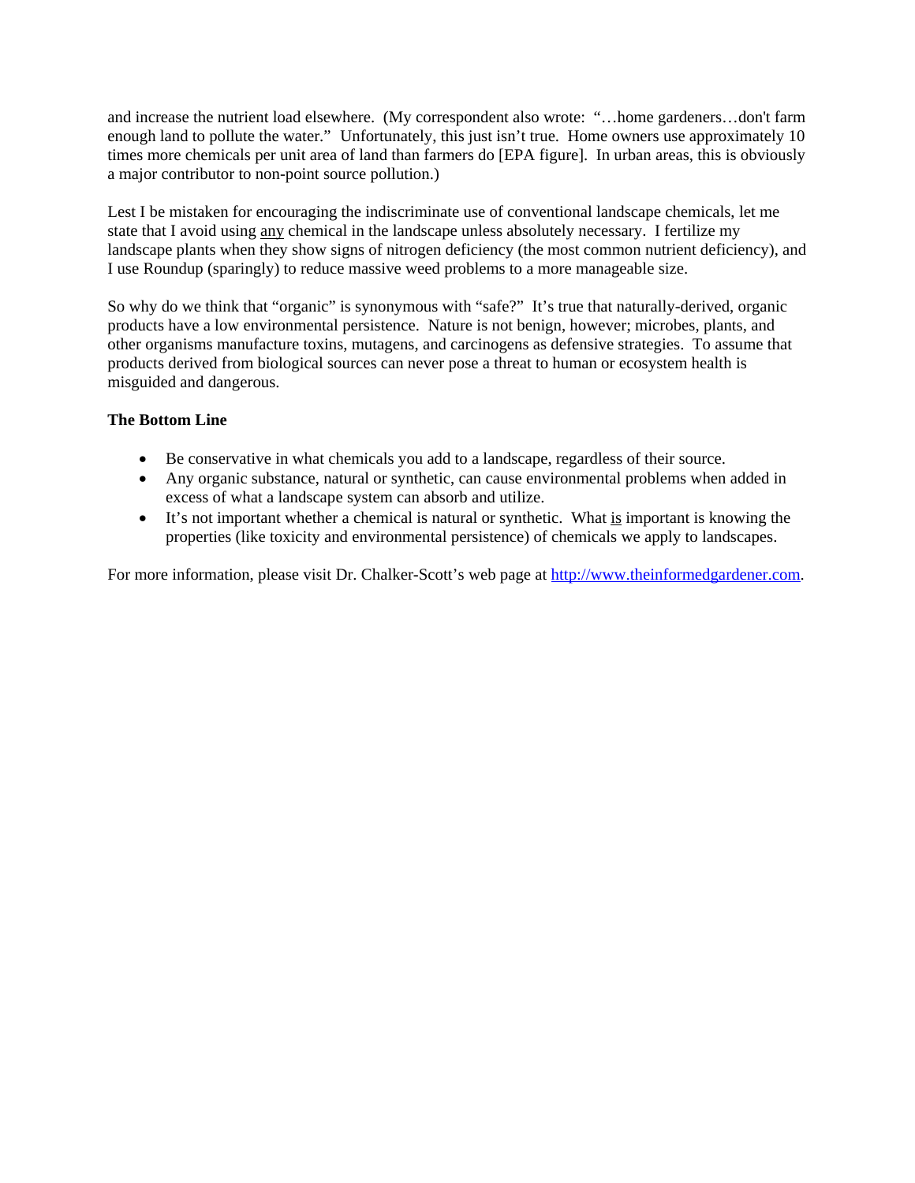and increase the nutrient load elsewhere. (My correspondent also wrote: "…home gardeners…don't farm enough land to pollute the water." Unfortunately, this just isn't true. Home owners use approximately 10 times more chemicals per unit area of land than farmers do [EPA figure]. In urban areas, this is obviously a major contributor to non-point source pollution.)

Lest I be mistaken for encouraging the indiscriminate use of conventional landscape chemicals, let me state that I avoid using <u>any</u> chemical in the landscape unless absolutely necessary. I fertilize my landscape plants when they show signs of nitrogen deficiency (the most common nutrient deficiency), and I use Roundup (sparingly) to reduce massive weed problems to a more manageable size.

So why do we think that "organic" is synonymous with "safe?" It's true that naturally-derived, organic products have a low environmental persistence. Nature is not benign, however; microbes, plants, and other organisms manufacture toxins, mutagens, and carcinogens as defensive strategies. To assume that products derived from biological sources can never pose a threat to human or ecosystem health is misguided and dangerous.

**The Bottom Line**

- Be conservative in what chemicals you add to a landscape, regardless of their source.
- Any organic substance, natural or synthetic, can cause environmental problems when added in excess of what a landscape system can absorb and utilize.
- It's not important whether a chemical is natural or synthetic. What <u>is</u> important is knowing the properties (like toxicity and environmental persistence) of chemicals we apply to landscapes.

For more information, please visit Dr. Chalker-Scott's web page at [http://www.theinformedgardener.com](http://www.theinformedgardener.com).